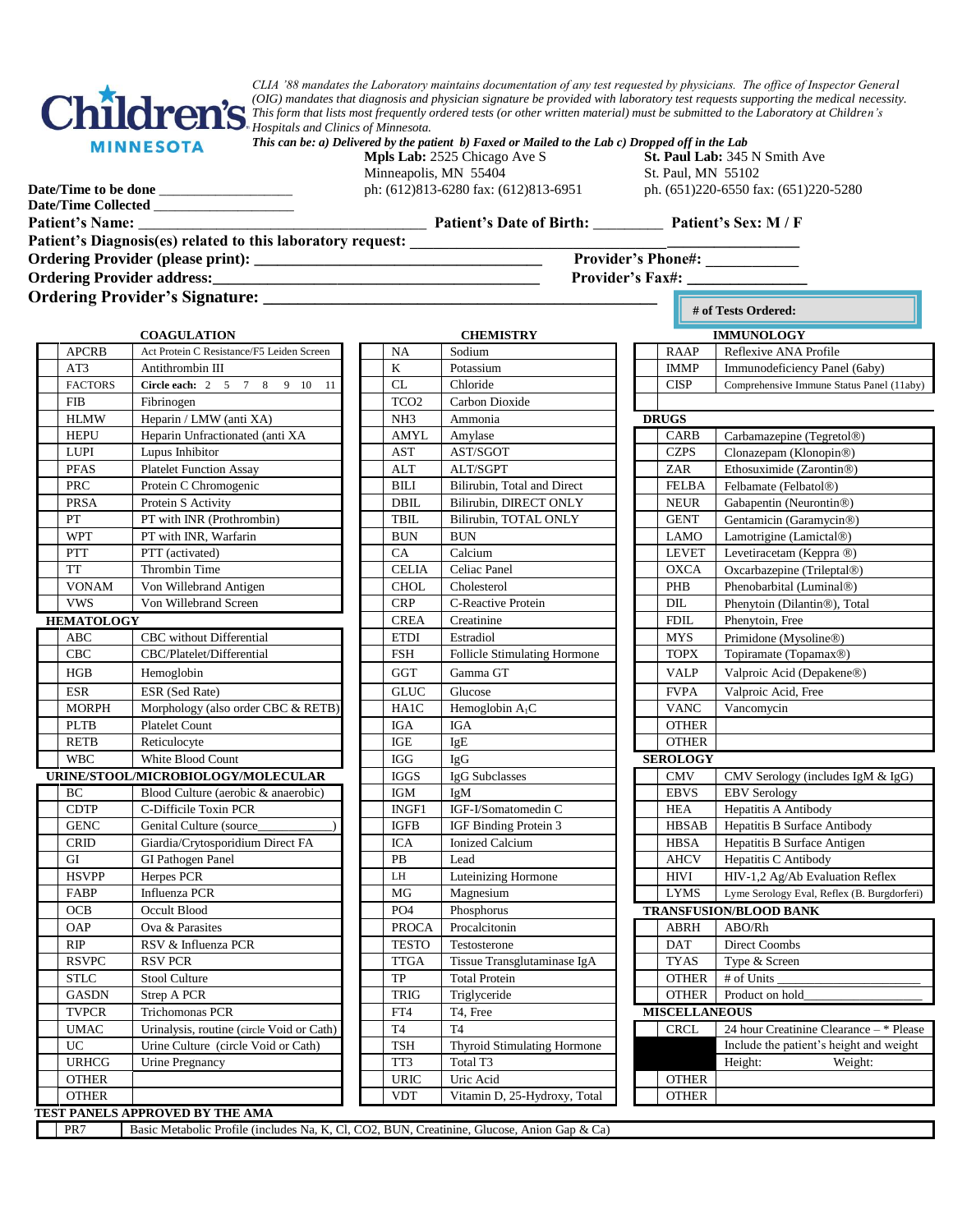**Children's MINNESOTA**

*CLIA '88 mandates the Laboratory maintains documentation of any test requested by physicians. The office of Inspector General (OIG) mandates that diagnosis and physician signature be provided with laboratory test requests supporting the medical necessity. This form that lists most frequently ordered tests (or other written material) must be submitted to the Laboratory at Children's Hospitals and Clinics of Minnesota.*

***This can be: a) Delivered by the patient b) Faxed or Mailed to the Lab c) Dropped off in the Lab***

**Mpls Lab:** 2525 Chicago Ave S
Minneapolis, MN 55404
ph: (612)813-6280 fax: (612)813-6951

**St. Paul Lab:** 345 N Smith Ave
St. Paul, MN 55102
ph. (651)220-6550 fax: (651)220-5280

**Date/Time to be done** ___________________

**Date/Time Collected** ___________________

**Patient's Name:** ____________________________________ **Patient's Date of Birth:** _________ **Patient's Sex: M / F**

**Patient's Diagnosis(es) related to this laboratory request:** _______________________________________________

**Ordering Provider (please print):** ______________________________________ **Provider's Phone#:** ____________

**Ordering Provider address:**_________________________________________ **Provider's Fax#:** _______________

**Ordering Provider's Signature:** ________________________________________________

**# of Tests Ordered:**

**COAGULATION**

| | Code | Test |
|---|---|---|
| | APCRB | Act Protein C Resistance/F5 Leiden Screen |
| | AT3 | Antithrombin III |
| | FACTORS | **Circle each:** 2 5 7 8 9 10 11 |
| | FIB | Fibrinogen |
| | HLMW | Heparin / LMW (anti XA) |
| | HEPU | Heparin Unfractionated (anti XA |
| | LUPI | Lupus Inhibitor |
| | PFAS | Platelet Function Assay |
| | PRC | Protein C Chromogenic |
| | PRSA | Protein S Activity |
| | PT | PT with INR (Prothrombin) |
| | WPT | PT with INR, Warfarin |
| | PTT | PTT (activated) |
| | TT | Thrombin Time |
| | VONAM | Von Willebrand Antigen |
| | VWS | Von Willebrand Screen |

**HEMATOLOGY**

| | Code | Test |
|---|---|---|
| | ABC | CBC without Differential |
| | CBC | CBC/Platelet/Differential |
| | HGB | Hemoglobin |
| | ESR | ESR (Sed Rate) |
| | MORPH | Morphology (also order CBC & RETB) |
| | PLTB | Platelet Count |
| | RETB | Reticulocyte |
| | WBC | White Blood Count |

**URINE/STOOL/MICROBIOLOGY/MOLECULAR**

| | Code | Test |
|---|---|---|
| | BC | Blood Culture (aerobic & anaerobic) |
| | CDTP | C-Difficile Toxin PCR |
| | GENC | Genital Culture (source____________) |
| | CRID | Giardia/Crytosporidium Direct FA |
| | GI | GI Pathogen Panel |
| | HSVPP | Herpes PCR |
| | FABP | Influenza PCR |
| | OCB | Occult Blood |
| | OAP | Ova & Parasites |
| | RIP | RSV & Influenza PCR |
| | RSVPC | RSV PCR |
| | STLC | Stool Culture |
| | GASDN | Strep A PCR |
| | TVPCR | Trichomonas PCR |
| | UMAC | Urinalysis, routine (circle Void or Cath) |
| | UC | Urine Culture (circle Void or Cath) |
| | URHCG | Urine Pregnancy |
| | OTHER | |
| | OTHER | |

**CHEMISTRY**

| | Code | Test |
|---|---|---|
| | NA | Sodium |
| | K | Potassium |
| | CL | Chloride |
| | TCO2 | Carbon Dioxide |
| | NH3 | Ammonia |
| | AMYL | Amylase |
| | AST | AST/SGOT |
| | ALT | ALT/SGPT |
| | BILI | Bilirubin, Total and Direct |
| | DBIL | Bilirubin, DIRECT ONLY |
| | TBIL | Bilirubin, TOTAL ONLY |
| | BUN | BUN |
| | CA | Calcium |
| | CELIA | Celiac Panel |
| | CHOL | Cholesterol |
| | CRP | C-Reactive Protein |
| | CREA | Creatinine |
| | ETDI | Estradiol |
| | FSH | Follicle Stimulating Hormone |
| | GGT | Gamma GT |
| | GLUC | Glucose |
| | HA1C | Hemoglobin $A_1C$ |
| | IGA | IGA |
| | IGE | IgE |
| | IGG | IgG |
| | IGGS | IgG Subclasses |
| | IGM | IgM |
| | INGF1 | IGF-I/Somatomedin C |
| | IGFB | IGF Binding Protein 3 |
| | ICA | Ionized Calcium |
| | PB | Lead |
| | LH | Luteinizing Hormone |
| | MG | Magnesium |
| | PO4 | Phosphorus |
| | PROCA | Procalcitonin |
| | TESTO | Testosterone |
| | TTGA | Tissue Transglutaminase IgA |
| | TP | Total Protein |
| | TRIG | Triglyceride |
| | FT4 | T4, Free |
| | T4 | T4 |
| | TSH | Thyroid Stimulating Hormone |
| | TT3 | Total T3 |
| | URIC | Uric Acid |
| | VDT | Vitamin D, 25-Hydroxy, Total |

**IMMUNOLOGY**

| | Code | Test |
|---|---|---|
| | RAAP | Reflexive ANA Profile |
| | IMMP | Immunodeficiency Panel (6aby) |
| | CISP | Comprehensive Immune Status Panel (11aby) |

**DRUGS**

| | Code | Test |
|---|---|---|
| | CARB | Carbamazepine (Tegretol®) |
| | CZPS | Clonazepam (Klonopin®) |
| | ZAR | Ethosuximide (Zarontin®) |
| | FELBA | Felbamate (Felbatol®) |
| | NEUR | Gabapentin (Neurontin®) |
| | GENT | Gentamicin (Garamycin®) |
| | LAMO | Lamotrigine (Lamictal®) |
| | LEVET | Levetiracetam (Keppra ®) |
| | OXCA | Oxcarbazepine (Trileptal®) |
| | PHB | Phenobarbital (Luminal®) |
| | DIL | Phenytoin (Dilantin®), Total |
| | FDIL | Phenytoin, Free |
| | MYS | Primidone (Mysoline®) |
| | TOPX | Topiramate (Topamax®) |
| | VALP | Valproic Acid (Depakene®) |
| | FVPA | Valproic Acid, Free |
| | VANC | Vancomycin |
| | OTHER | |
| | OTHER | |

**SEROLOGY**

| | Code | Test |
|---|---|---|
| | CMV | CMV Serology (includes IgM & IgG) |
| | EBVS | EBV Serology |
| | HEA | Hepatitis A Antibody |
| | HBSAB | Hepatitis B Surface Antibody |
| | HBSA | Hepatitis B Surface Antigen |
| | AHCV | Hepatitis C Antibody |
| | HIVI | HIV-1,2 Ag/Ab Evaluation Reflex |
| | LYMS | Lyme Serology Eval, Reflex (B. Burgdorferi) |

**TRANSFUSION/BLOOD BANK**

| | Code | Test |
|---|---|---|
| | ABRH | ABO/Rh |
| | DAT | Direct Coombs |
| | TYAS | Type & Screen |
| | OTHER | # of Units ____________________ |
| | OTHER | Product on hold__________________ |

**MISCELLANEOUS**

| | Code | Test |
|---|---|---|
| | CRCL | 24 hour Creatinine Clearance – * Please Include the patient's height and weight<br>Height: Weight: |
| | OTHER | |
| | OTHER | |

**TEST PANELS APPROVED BY THE AMA**

| | Code | Test |
|---|---|---|
| | PR7 | Basic Metabolic Profile (includes Na, K, Cl, CO2, BUN, Creatinine, Glucose, Anion Gap & Ca) |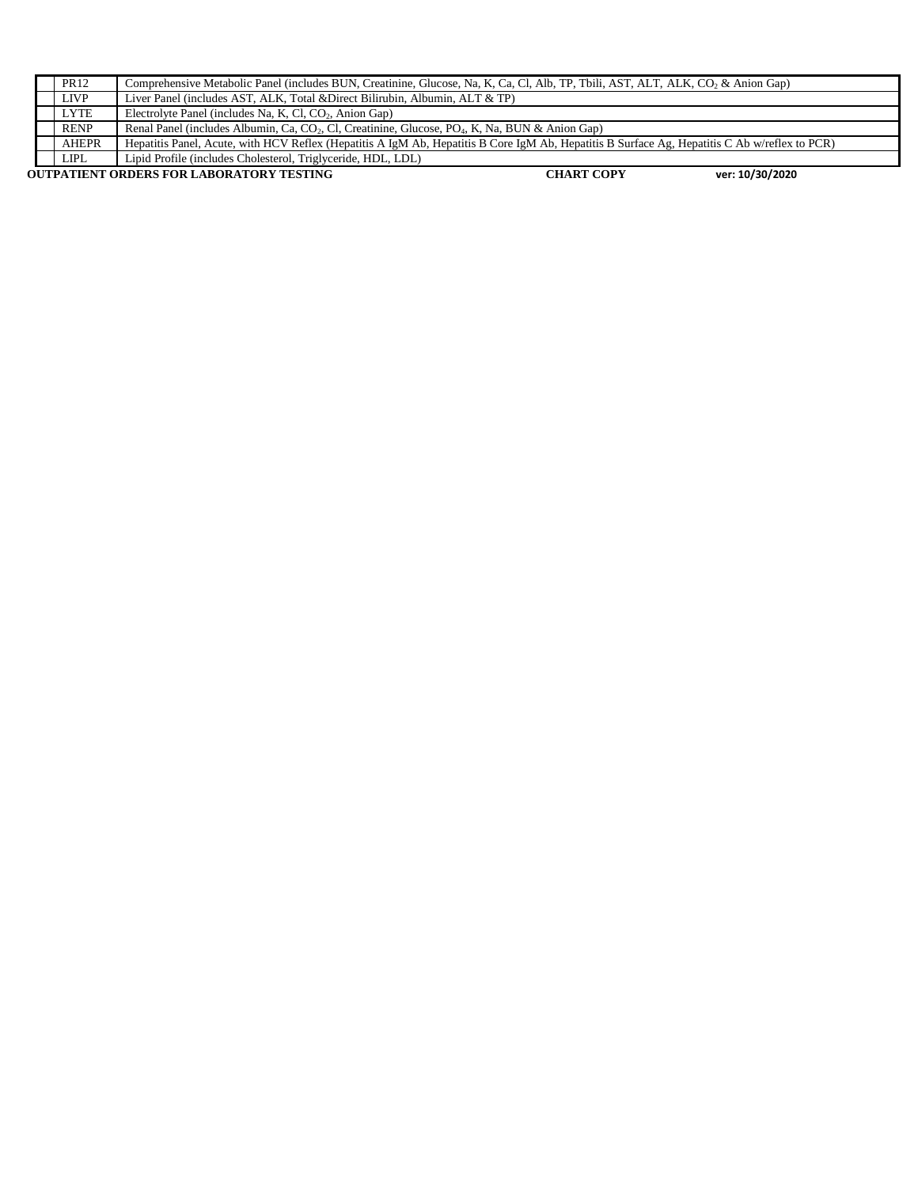| | | |
|---|---|---|
| | PR12 | Comprehensive Metabolic Panel (includes BUN, Creatinine, Glucose, Na, K, Ca, Cl, Alb, TP, Tbili, AST, ALT, ALK, $CO_2$ & Anion Gap) |
| | LIVP | Liver Panel (includes AST, ALK, Total &Direct Bilirubin, Albumin, ALT & TP) |
| | LYTE | Electrolyte Panel (includes Na, K, Cl, $CO_2$, Anion Gap) |
| | RENP | Renal Panel (includes Albumin, Ca, $CO_2$, Cl, Creatinine, Glucose, $PO_4$, K, Na, BUN & Anion Gap) |
| | AHEPR | Hepatitis Panel, Acute, with HCV Reflex (Hepatitis A IgM Ab, Hepatitis B Core IgM Ab, Hepatitis B Surface Ag, Hepatitis C Ab w/reflex to PCR) |
| | LIPL | Lipid Profile (includes Cholesterol, Triglyceride, HDL, LDL) |

**OUTPATIENT ORDERS FOR LABORATORY TESTING** **CHART COPY** **ver: 10/30/2020**